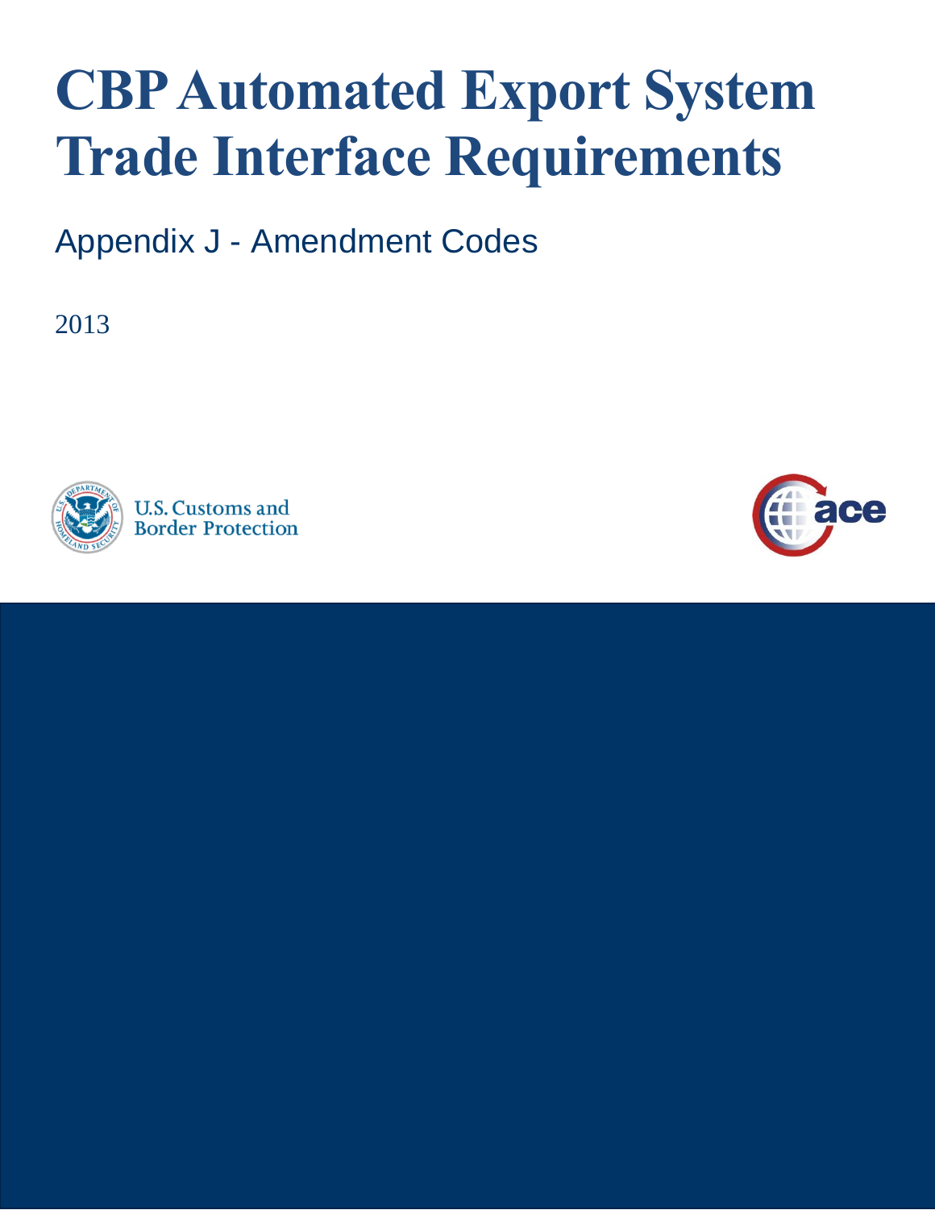# CBP Automated Export System Trade Interface Requirements

## Appendix J - Amendment Codes

2013

U.S. Customs and Border Protection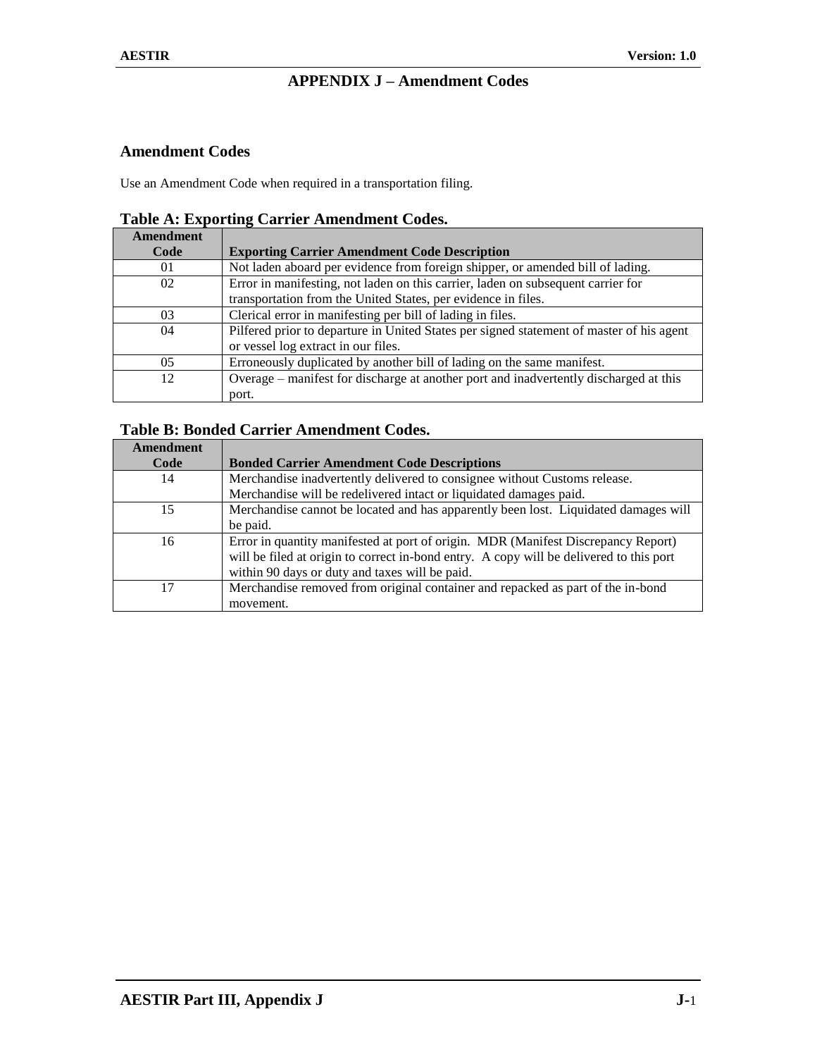# APPENDIX J – Amendment Codes

## Amendment Codes

Use an Amendment Code when required in a transportation filing.

### Table A: Exporting Carrier Amendment Codes.

| Amendment Code | Exporting Carrier Amendment Code Description |
|---|---|
| 01 | Not laden aboard per evidence from foreign shipper, or amended bill of lading. |
| 02 | Error in manifesting, not laden on this carrier, laden on subsequent carrier for transportation from the United States, per evidence in files. |
| 03 | Clerical error in manifesting per bill of lading in files. |
| 04 | Pilfered prior to departure in United States per signed statement of master of his agent or vessel log extract in our files. |
| 05 | Erroneously duplicated by another bill of lading on the same manifest. |
| 12 | Overage – manifest for discharge at another port and inadvertently discharged at this port. |

### Table B: Bonded Carrier Amendment Codes.

| Amendment Code | Bonded Carrier Amendment Code Descriptions |
|---|---|
| 14 | Merchandise inadvertently delivered to consignee without Customs release. Merchandise will be redelivered intact or liquidated damages paid. |
| 15 | Merchandise cannot be located and has apparently been lost. Liquidated damages will be paid. |
| 16 | Error in quantity manifested at port of origin. MDR (Manifest Discrepancy Report) will be filed at origin to correct in-bond entry. A copy will be delivered to this port within 90 days or duty and taxes will be paid. |
| 17 | Merchandise removed from original container and repacked as part of the in-bond movement. |